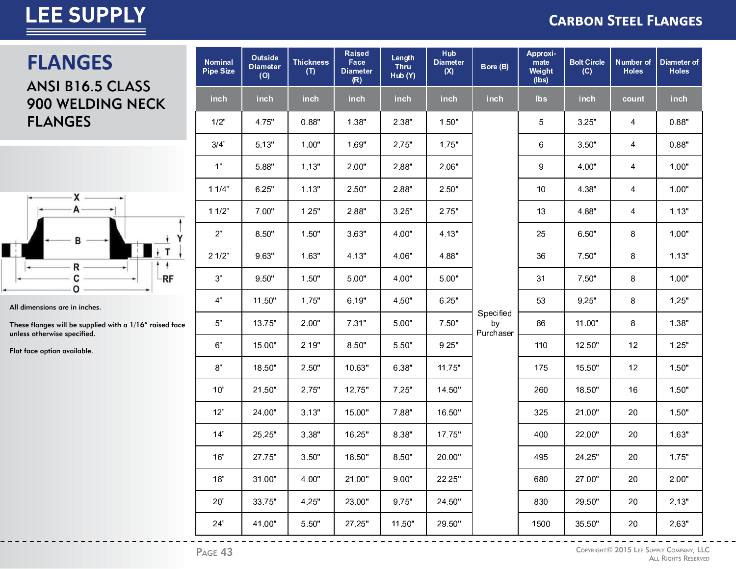# FLANGES

## ANSI B16.5 CLASS 900 WELDING NECK FLANGES

All dimensions are in inches.

These flanges will be supplied with a 1/16" raised face unless otherwise specified.

Flat face option available.

| Nominal Pipe Size | Outside Diameter (O) | Thickness (T) | Raised Face Diameter (R) | Length Thru Hub (Y) | Hub Diameter (X) | Bore (B) | Approximate Weight (lbs) | Bolt Circle (C) | Number of Holes | Diameter of Holes |
|---|---|---|---|---|---|---|---|---|---|---|
| inch | inch | inch | inch | inch | inch | inch | lbs | inch | count | inch |
| 1/2" | 4.75" | 0.88" | 1.38" | 2.38" | 1.50" | Specified by Purchaser | 5 | 3.25" | 4 | 0.88" |
| 3/4" | 5.13" | 1.00" | 1.69" | 2.75" | 1.75" | | 6 | 3.50" | 4 | 0.88" |
| 1" | 5.88" | 1.13" | 2.00" | 2.88" | 2.06" | | 9 | 4.00" | 4 | 1.00" |
| 1 1/4" | 6.25" | 1.13" | 2.50" | 2.88" | 2.50" | | 10 | 4.38" | 4 | 1.00" |
| 1 1/2" | 7.00" | 1.25" | 2.88" | 3.25" | 2.75" | | 13 | 4.88" | 4 | 1.13" |
| 2" | 8.50" | 1.50" | 3.63" | 4.00" | 4.13" | | 25 | 6.50" | 8 | 1.00" |
| 2 1/2" | 9.63" | 1.63" | 4.13" | 4.06" | 4.88" | | 36 | 7.50" | 8 | 1.13" |
| 3" | 9.50" | 1.50" | 5.00" | 4.00" | 5.00" | | 31 | 7.50" | 8 | 1.00" |
| 4" | 11.50" | 1.75" | 6.19" | 4.50" | 6.25" | | 53 | 9.25" | 8 | 1.25" |
| 5" | 13.75" | 2.00" | 7.31" | 5.00" | 7.50" | | 86 | 11.00" | 8 | 1.38" |
| 6" | 15.00" | 2.19" | 8.50" | 5.50" | 9.25" | | 110 | 12.50" | 12 | 1.25" |
| 8" | 18.50" | 2.50" | 10.63" | 6.38" | 11.75" | | 175 | 15.50" | 12 | 1.50" |
| 10" | 21.50" | 2.75" | 12.75" | 7.25" | 14.50" | | 260 | 18.50" | 16 | 1.50" |
| 12" | 24.00" | 3.13" | 15.00" | 7.88" | 16.50" | | 325 | 21.00" | 20 | 1.50" |
| 14" | 25.25" | 3.38" | 16.25" | 8.38" | 17.75" | | 400 | 22.00" | 20 | 1.63" |
| 16" | 27.75" | 3.50" | 18.50" | 8.50" | 20.00" | | 495 | 24.25" | 20 | 1.75" |
| 18" | 31.00" | 4.00" | 21.00" | 9.00" | 22.25" | | 680 | 27.00" | 20 | 2.00" |
| 20" | 33.75" | 4.25" | 23.00" | 9.75" | 24.50" | | 830 | 29.50" | 20 | 2.13" |
| 24" | 41.00" | 5.50" | 27.25" | 11.50" | 29.50" | | 1500 | 35.50" | 20 | 2.63" |

Copyright© 2015 Lee Supply Company, LLC
All Rights Reserved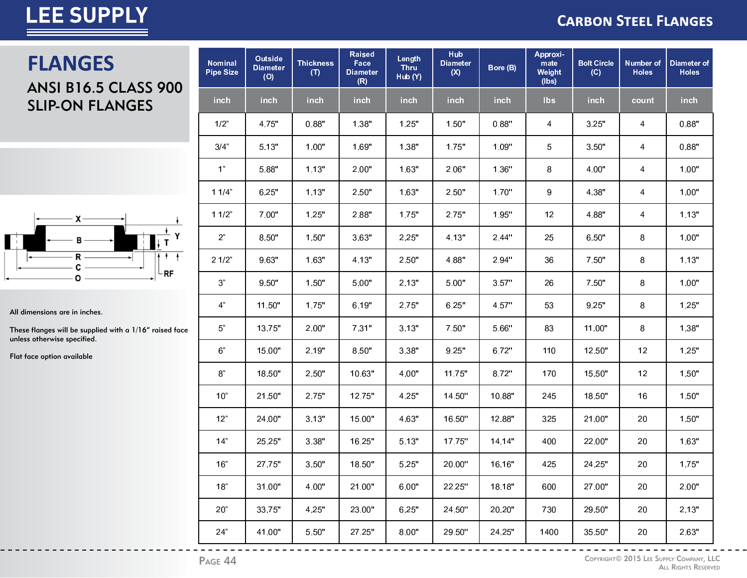# FLANGES

## ANSI B16.5 CLASS 900 SLIP-ON FLANGES

All dimensions are in inches.

These flanges will be supplied with a 1/16" raised face unless otherwise specified.

Flat face option available

| Nominal Pipe Size | Outside Diameter (O) | Thickness (T) | Raised Face Diameter (R) | Length Thru Hub (Y) | Hub Diameter (X) | Bore (B) | Approximate Weight (lbs) | Bolt Circle (C) | Number of Holes | Diameter of Holes |
|---|---|---|---|---|---|---|---|---|---|---|
| inch | inch | inch | inch | inch | inch | inch | lbs | inch | count | inch |
| 1/2" | 4.75" | 0.88" | 1.38" | 1.25" | 1.50" | 0.88" | 4 | 3.25" | 4 | 0.88" |
| 3/4" | 5.13" | 1.00" | 1.69" | 1.38" | 1.75" | 1.09" | 5 | 3.50" | 4 | 0.88" |
| 1" | 5.88" | 1.13" | 2.00" | 1.63" | 2.06" | 1.36" | 8 | 4.00" | 4 | 1.00" |
| 1 1/4" | 6.25" | 1.13" | 2.50" | 1.63" | 2.50" | 1.70" | 9 | 4.38" | 4 | 1.00" |
| 1 1/2" | 7.00" | 1.25" | 2.88" | 1.75" | 2.75" | 1.95" | 12 | 4.88" | 4 | 1.13" |
| 2" | 8.50" | 1.50" | 3.63" | 2.25" | 4.13" | 2.44" | 25 | 6.50" | 8 | 1.00" |
| 2 1/2" | 9.63" | 1.63" | 4.13" | 2.50" | 4.88" | 2.94" | 36 | 7.50" | 8 | 1.13" |
| 3" | 9.50" | 1.50" | 5.00" | 2.13" | 5.00" | 3.57" | 26 | 7.50" | 8 | 1.00" |
| 4" | 11.50" | 1.75" | 6.19" | 2.75" | 6.25" | 4.57" | 53 | 9.25" | 8 | 1.25" |
| 5" | 13.75" | 2.00" | 7.31" | 3.13" | 7.50" | 5.66" | 83 | 11.00" | 8 | 1.38" |
| 6" | 15.00" | 2.19" | 8.50" | 3.38" | 9.25" | 6.72" | 110 | 12.50" | 12 | 1.25" |
| 8" | 18.50" | 2.50" | 10.63" | 4.00" | 11.75" | 8.72" | 170 | 15.50" | 12 | 1.50" |
| 10" | 21.50" | 2.75" | 12.75" | 4.25" | 14.50" | 10.88" | 245 | 18.50" | 16 | 1.50" |
| 12" | 24.00" | 3.13" | 15.00" | 4.63" | 16.50" | 12.88" | 325 | 21.00" | 20 | 1.50" |
| 14" | 25.25" | 3.38" | 16.25" | 5.13" | 17.75" | 14.14" | 400 | 22.00" | 20 | 1.63" |
| 16" | 27.75" | 3.50" | 18.50" | 5.25" | 20.00" | 16.16" | 425 | 24.25" | 20 | 1.75" |
| 18" | 31.00" | 4.00" | 21.00" | 6.00" | 22.25" | 18.18" | 600 | 27.00" | 20 | 2.00" |
| 20" | 33.75" | 4.25" | 23.00" | 6.25" | 24.50" | 20.20" | 730 | 29.50" | 20 | 2.13" |
| 24" | 41.00" | 5.50" | 27.25" | 8.00" | 29.50" | 24.25" | 1400 | 35.50" | 20 | 2.63" |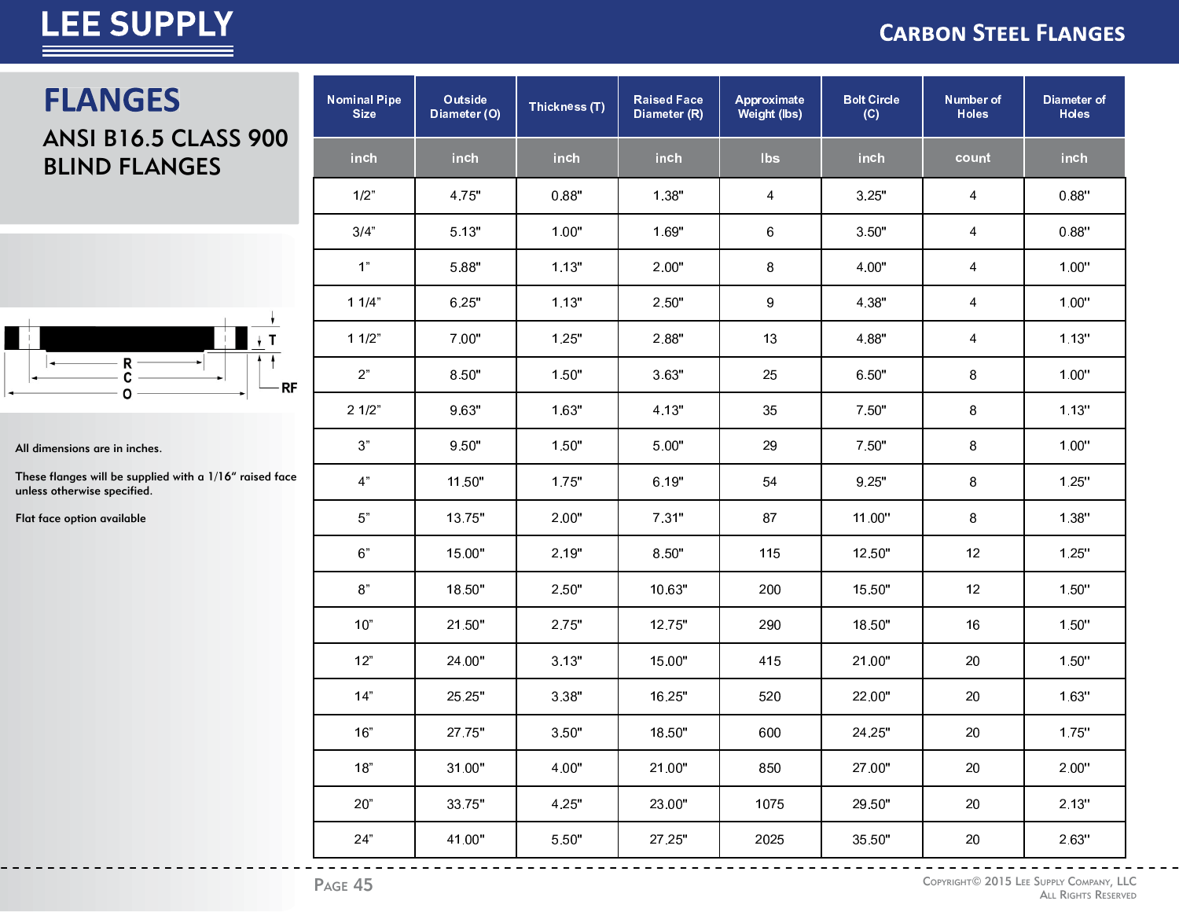# FLANGES

## ANSI B16.5 CLASS 900 BLIND FLANGES

All dimensions are in inches.

These flanges will be supplied with a 1/16" raised face unless otherwise specified.

Flat face option available

| Nominal Pipe Size | Outside Diameter (O) | Thickness (T) | Raised Face Diameter (R) | Approximate Weight (lbs) | Bolt Circle (C) | Number of Holes | Diameter of Holes |
|---|---|---|---|---|---|---|---|
| inch | inch | inch | inch | lbs | inch | count | inch |
| 1/2" | 4.75" | 0.88" | 1.38" | 4 | 3.25" | 4 | 0.88" |
| 3/4" | 5.13" | 1.00" | 1.69" | 6 | 3.50" | 4 | 0.88" |
| 1" | 5.88" | 1.13" | 2.00" | 8 | 4.00" | 4 | 1.00" |
| 1 1/4" | 6.25" | 1.13" | 2.50" | 9 | 4.38" | 4 | 1.00" |
| 1 1/2" | 7.00" | 1.25" | 2.88" | 13 | 4.88" | 4 | 1.13" |
| 2" | 8.50" | 1.50" | 3.63" | 25 | 6.50" | 8 | 1.00" |
| 2 1/2" | 9.63" | 1.63" | 4.13" | 35 | 7.50" | 8 | 1.13" |
| 3" | 9.50" | 1.50" | 5.00" | 29 | 7.50" | 8 | 1.00" |
| 4" | 11.50" | 1.75" | 6.19" | 54 | 9.25" | 8 | 1.25" |
| 5" | 13.75" | 2.00" | 7.31" | 87 | 11.00" | 8 | 1.38" |
| 6" | 15.00" | 2.19" | 8.50" | 115 | 12.50" | 12 | 1.25" |
| 8" | 18.50" | 2.50" | 10.63" | 200 | 15.50" | 12 | 1.50" |
| 10" | 21.50" | 2.75" | 12.75" | 290 | 18.50" | 16 | 1.50" |
| 12" | 24.00" | 3.13" | 15.00" | 415 | 21.00" | 20 | 1.50" |
| 14" | 25.25" | 3.38" | 16.25" | 520 | 22.00" | 20 | 1.63" |
| 16" | 27.75" | 3.50" | 18.50" | 600 | 24.25" | 20 | 1.75" |
| 18" | 31.00" | 4.00" | 21.00" | 850 | 27.00" | 20 | 2.00" |
| 20" | 33.75" | 4.25" | 23.00" | 1075 | 29.50" | 20 | 2.13" |
| 24" | 41.00" | 5.50" | 27.25" | 2025 | 35.50" | 20 | 2.63" |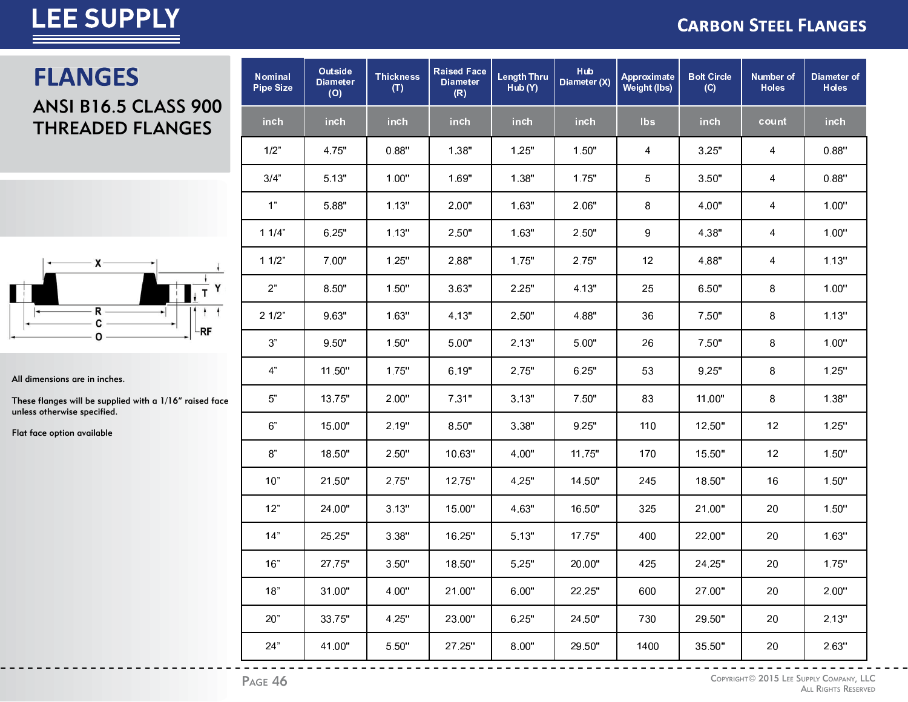# FLANGES

## ANSI B16.5 CLASS 900 THREADED FLANGES

All dimensions are in inches.

These flanges will be supplied with a 1/16" raised face unless otherwise specified.

Flat face option available

| Nominal Pipe Size | Outside Diameter (O) | Thickness (T) | Raised Face Diameter (R) | Length Thru Hub (Y) | Hub Diameter (X) | Approximate Weight (lbs) | Bolt Circle (C) | Number of Holes | Diameter of Holes |
|---|---|---|---|---|---|---|---|---|---|
| inch | inch | inch | inch | inch | inch | lbs | inch | count | inch |
| 1/2" | 4.75" | 0.88" | 1.38" | 1.25" | 1.50" | 4 | 3.25" | 4 | 0.88" |
| 3/4" | 5.13" | 1.00" | 1.69" | 1.38" | 1.75" | 5 | 3.50" | 4 | 0.88" |
| 1" | 5.88" | 1.13" | 2.00" | 1.63" | 2.06" | 8 | 4.00" | 4 | 1.00" |
| 1 1/4" | 6.25" | 1.13" | 2.50" | 1.63" | 2.50" | 9 | 4.38" | 4 | 1.00" |
| 1 1/2" | 7.00" | 1.25" | 2.88" | 1.75" | 2.75" | 12 | 4.88" | 4 | 1.13" |
| 2" | 8.50" | 1.50" | 3.63" | 2.25" | 4.13" | 25 | 6.50" | 8 | 1.00" |
| 2 1/2" | 9.63" | 1.63" | 4.13" | 2.50" | 4.88" | 36 | 7.50" | 8 | 1.13" |
| 3" | 9.50" | 1.50" | 5.00" | 2.13" | 5.00" | 26 | 7.50" | 8 | 1.00" |
| 4" | 11.50" | 1.75" | 6.19" | 2.75" | 6.25" | 53 | 9.25" | 8 | 1.25" |
| 5" | 13.75" | 2.00" | 7.31" | 3.13" | 7.50" | 83 | 11.00" | 8 | 1.38" |
| 6" | 15.00" | 2.19" | 8.50" | 3.38" | 9.25" | 110 | 12.50" | 12 | 1.25" |
| 8" | 18.50" | 2.50" | 10.63" | 4.00" | 11.75" | 170 | 15.50" | 12 | 1.50" |
| 10" | 21.50" | 2.75" | 12.75" | 4.25" | 14.50" | 245 | 18.50" | 16 | 1.50" |
| 12" | 24.00" | 3.13" | 15.00" | 4.63" | 16.50" | 325 | 21.00" | 20 | 1.50" |
| 14" | 25.25" | 3.38" | 16.25" | 5.13" | 17.75" | 400 | 22.00" | 20 | 1.63" |
| 16" | 27.75" | 3.50" | 18.50" | 5.25" | 20.00" | 425 | 24.25" | 20 | 1.75" |
| 18" | 31.00" | 4.00" | 21.00" | 6.00" | 22.25" | 600 | 27.00" | 20 | 2.00" |
| 20" | 33.75" | 4.25" | 23.00" | 6.25" | 24.50" | 730 | 29.50" | 20 | 2.13" |
| 24" | 41.00" | 5.50" | 27.25" | 8.00" | 29.50" | 1400 | 35.50" | 20 | 2.63" |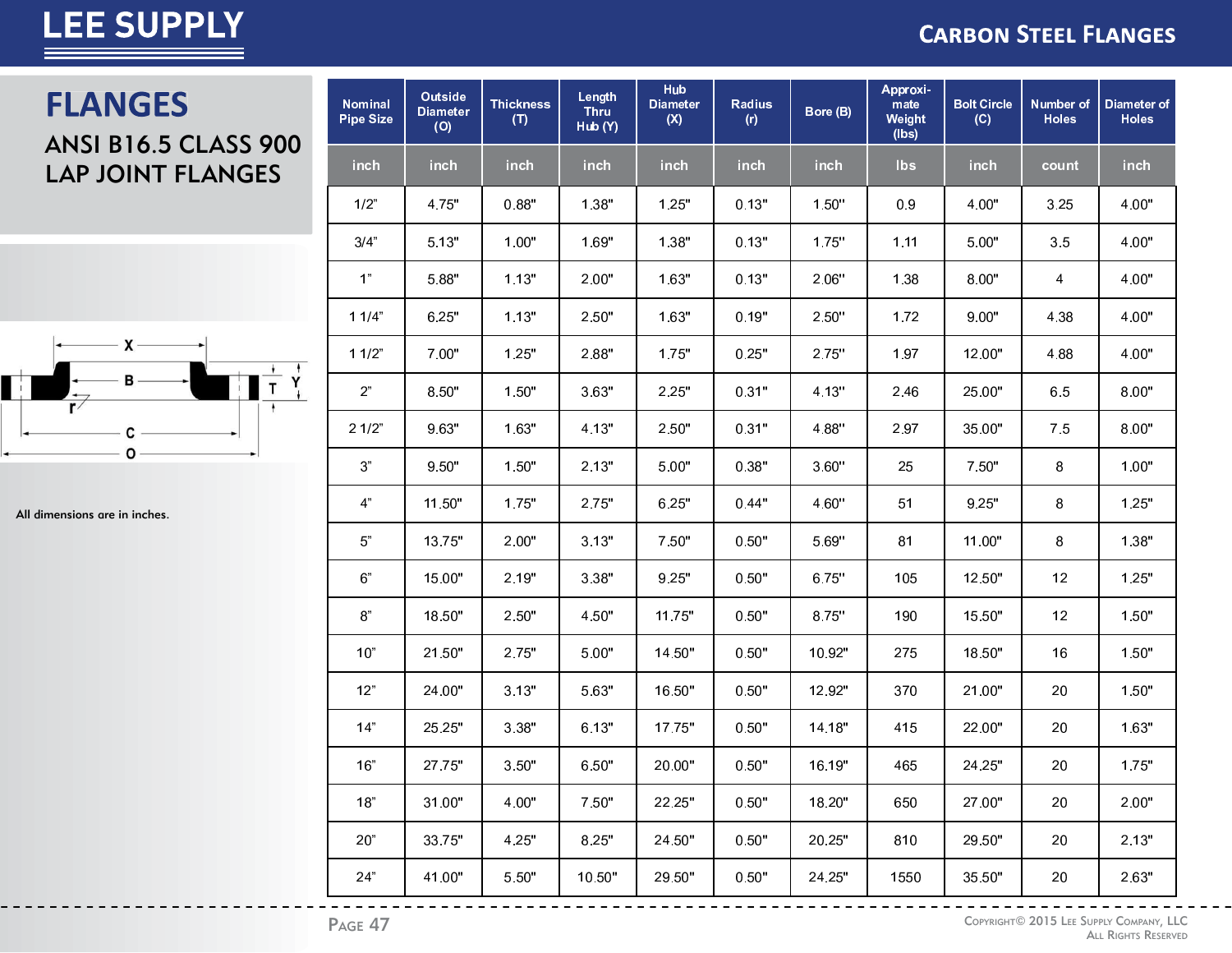# FLANGES

## ANSI B16.5 CLASS 900 LAP JOINT FLANGES

All dimensions are in inches.

| Nominal Pipe Size | Outside Diameter (O) | Thickness (T) | Length Thru Hub (Y) | Hub Diameter (X) | Radius (r) | Bore (B) | Approximate Weight (lbs) | Bolt Circle (C) | Number of Holes | Diameter of Holes |
|---|---|---|---|---|---|---|---|---|---|---|
| inch | inch | inch | inch | inch | inch | inch | lbs | inch | count | inch |
| 1/2” | 4.75" | 0.88" | 1.38" | 1.25" | 0.13" | 1.50" | 0.9 | 4.00" | 3.25 | 4.00" |
| 3/4” | 5.13" | 1.00" | 1.69" | 1.38" | 0.13" | 1.75" | 1.11 | 5.00" | 3.5 | 4.00" |
| 1” | 5.88" | 1.13" | 2.00" | 1.63" | 0.13" | 2.06" | 1.38 | 8.00" | 4 | 4.00" |
| 1 1/4” | 6.25" | 1.13" | 2.50" | 1.63" | 0.19" | 2.50" | 1.72 | 9.00" | 4.38 | 4.00" |
| 1 1/2” | 7.00" | 1.25" | 2.88" | 1.75" | 0.25" | 2.75" | 1.97 | 12.00" | 4.88 | 4.00" |
| 2” | 8.50" | 1.50" | 3.63" | 2.25" | 0.31" | 4.13" | 2.46 | 25.00" | 6.5 | 8.00" |
| 2 1/2” | 9.63" | 1.63" | 4.13" | 2.50" | 0.31" | 4.88" | 2.97 | 35.00" | 7.5 | 8.00" |
| 3” | 9.50" | 1.50" | 2.13" | 5.00" | 0.38" | 3.60" | 25 | 7.50" | 8 | 1.00" |
| 4” | 11.50" | 1.75" | 2.75" | 6.25" | 0.44" | 4.60" | 51 | 9.25" | 8 | 1.25" |
| 5” | 13.75" | 2.00" | 3.13" | 7.50" | 0.50" | 5.69" | 81 | 11.00" | 8 | 1.38" |
| 6” | 15.00" | 2.19" | 3.38" | 9.25" | 0.50" | 6.75" | 105 | 12.50" | 12 | 1.25" |
| 8” | 18.50" | 2.50" | 4.50" | 11.75" | 0.50" | 8.75" | 190 | 15.50" | 12 | 1.50" |
| 10” | 21.50" | 2.75" | 5.00" | 14.50" | 0.50" | 10.92" | 275 | 18.50" | 16 | 1.50" |
| 12” | 24.00" | 3.13" | 5.63" | 16.50" | 0.50" | 12.92" | 370 | 21.00" | 20 | 1.50" |
| 14” | 25.25" | 3.38" | 6.13" | 17.75" | 0.50" | 14.18" | 415 | 22.00" | 20 | 1.63" |
| 16” | 27.75" | 3.50" | 6.50" | 20.00" | 0.50" | 16.19" | 465 | 24.25" | 20 | 1.75" |
| 18” | 31.00" | 4.00" | 7.50" | 22.25" | 0.50" | 18.20" | 650 | 27.00" | 20 | 2.00" |
| 20” | 33.75" | 4.25" | 8.25" | 24.50" | 0.50" | 20.25" | 810 | 29.50" | 20 | 2.13" |
| 24” | 41.00" | 5.50" | 10.50" | 29.50" | 0.50" | 24.25" | 1550 | 35.50" | 20 | 2.63" |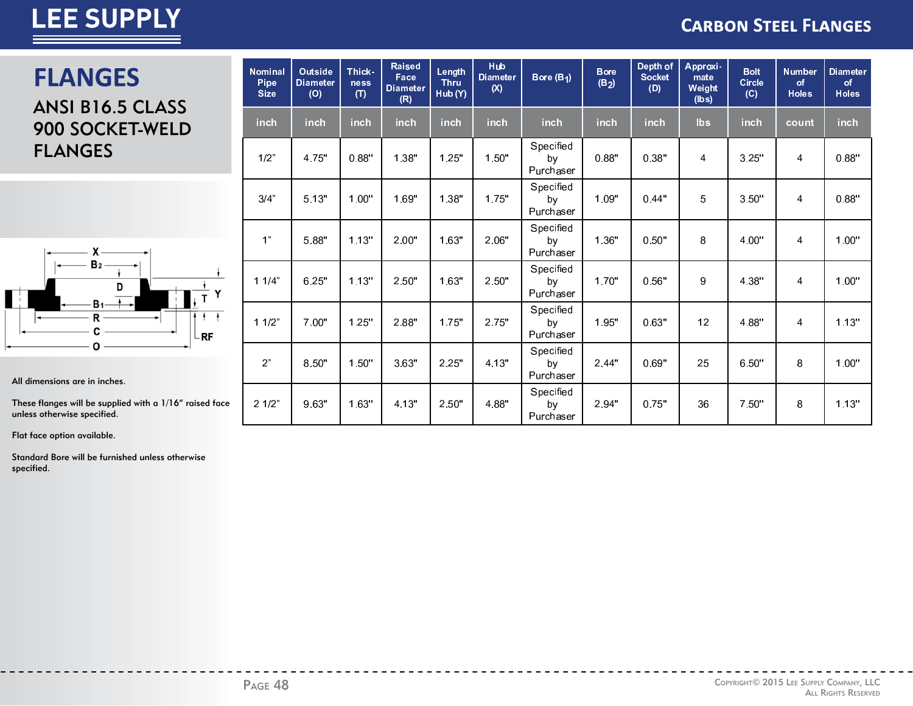# FLANGES

## ANSI B16.5 CLASS 900 SOCKET-WELD FLANGES

X
$B_2$
D
$B_1$
R
C
O
T
Y
RF

All dimensions are in inches.

These flanges will be supplied with a 1/16" raised face unless otherwise specified.

Flat face option available.

Standard Bore will be furnished unless otherwise specified.

| Nominal Pipe Size | Outside Diameter (O) | Thick-ness (T) | Raised Face Diameter (R) | Length Thru Hub (Y) | Hub Diameter (X) | Bore ($B_1$) | Bore ($B_2$) | Depth of Socket (D) | Approxi-mate Weight (lbs) | Bolt Circle (C) | Number of Holes | Diameter of Holes |
|---|---|---|---|---|---|---|---|---|---|---|---|---|
| inch | inch | inch | inch | inch | inch | inch | inch | inch | lbs | inch | count | inch |
| 1/2" | 4.75" | 0.88" | 1.38" | 1.25" | 1.50" | Specified by Purchaser | 0.88" | 0.38" | 4 | 3.25" | 4 | 0.88" |
| 3/4" | 5.13" | 1.00" | 1.69" | 1.38" | 1.75" | Specified by Purchaser | 1.09" | 0.44" | 5 | 3.50" | 4 | 0.88" |
| 1" | 5.88" | 1.13" | 2.00" | 1.63" | 2.06" | Specified by Purchaser | 1.36" | 0.50" | 8 | 4.00" | 4 | 1.00" |
| 1 1/4" | 6.25" | 1.13" | 2.50" | 1.63" | 2.50" | Specified by Purchaser | 1.70" | 0.56" | 9 | 4.38" | 4 | 1.00" |
| 1 1/2" | 7.00" | 1.25" | 2.88" | 1.75" | 2.75" | Specified by Purchaser | 1.95" | 0.63" | 12 | 4.88" | 4 | 1.13" |
| 2" | 8.50" | 1.50" | 3.63" | 2.25" | 4.13" | Specified by Purchaser | 2.44" | 0.69" | 25 | 6.50" | 8 | 1.00" |
| 2 1/2" | 9.63" | 1.63" | 4.13" | 2.50" | 4.88" | Specified by Purchaser | 2.94" | 0.75" | 36 | 7.50" | 8 | 1.13" |